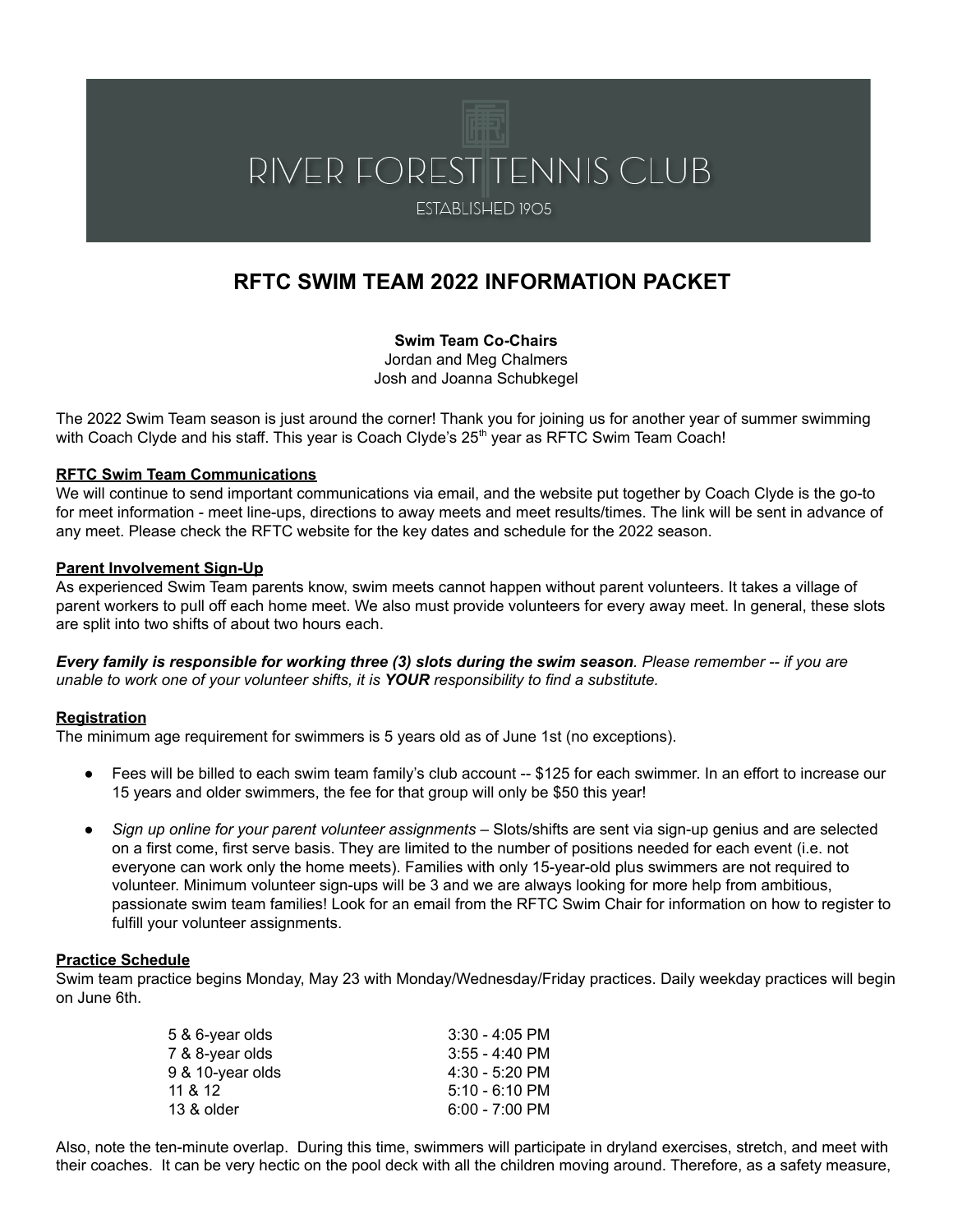RIVER FOREST TENNIS CLUB

ESTABLISHED 1905

# RFTC SWIM TEAM 2022 INFORMATION PACKET

**Swim Team Co-Chairs**
Jordan and Meg Chalmers
Josh and Joanna Schubkegel

The 2022 Swim Team season is just around the corner! Thank you for joining us for another year of summer swimming with Coach Clyde and his staff. This year is Coach Clyde's 25th year as RFTC Swim Team Coach!

## RFTC Swim Team Communications

We will continue to send important communications via email, and the website put together by Coach Clyde is the go-to for meet information - meet line-ups, directions to away meets and meet results/times. The link will be sent in advance of any meet. Please check the RFTC website for the key dates and schedule for the 2022 season.

## Parent Involvement Sign-Up

As experienced Swim Team parents know, swim meets cannot happen without parent volunteers. It takes a village of parent workers to pull off each home meet. We also must provide volunteers for every away meet. In general, these slots are split into two shifts of about two hours each.

***Every family is responsible for working three (3) slots during the swim season****. Please remember -- if you are unable to work one of your volunteer shifts, it is* ***YOUR*** *responsibility to find a substitute.*

## Registration

The minimum age requirement for swimmers is 5 years old as of June 1st (no exceptions).

- Fees will be billed to each swim team family's club account -- $125 for each swimmer. In an effort to increase our 15 years and older swimmers, the fee for that group will only be $50 this year!
- *Sign up online for your parent volunteer assignments* – Slots/shifts are sent via sign-up genius and are selected on a first come, first serve basis. They are limited to the number of positions needed for each event (i.e. not everyone can work only the home meets). Families with only 15-year-old plus swimmers are not required to volunteer. Minimum volunteer sign-ups will be 3 and we are always looking for more help from ambitious, passionate swim team families! Look for an email from the RFTC Swim Chair for information on how to register to fulfill your volunteer assignments.

## Practice Schedule

Swim team practice begins Monday, May 23 with Monday/Wednesday/Friday practices. Daily weekday practices will begin on June 6th.

| | |
|---|---|
| 5 & 6-year olds | 3:30 - 4:05 PM |
| 7 & 8-year olds | 3:55 - 4:40 PM |
| 9 & 10-year olds | 4:30 - 5:20 PM |
| 11 & 12 | 5:10 - 6:10 PM |
| 13 & older | 6:00 - 7:00 PM |

Also, note the ten-minute overlap. During this time, swimmers will participate in dryland exercises, stretch, and meet with their coaches. It can be very hectic on the pool deck with all the children moving around. Therefore, as a safety measure,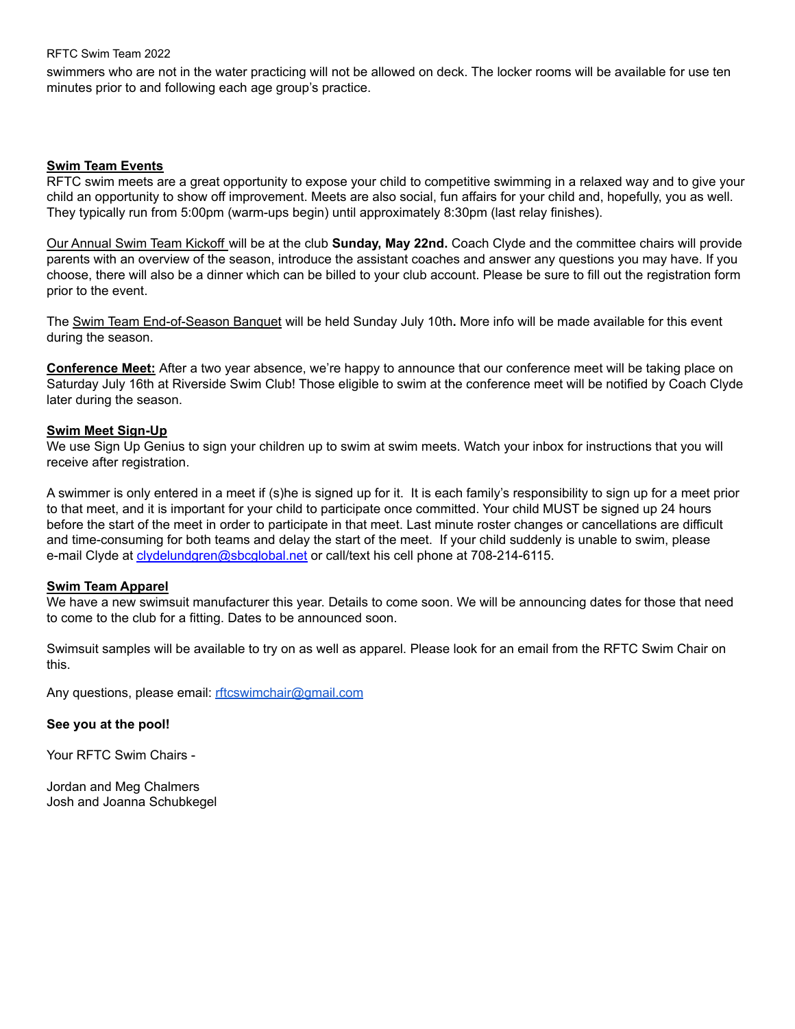swimmers who are not in the water practicing will not be allowed on deck. The locker rooms will be available for use ten minutes prior to and following each age group's practice.

## Swim Team Events

RFTC swim meets are a great opportunity to expose your child to competitive swimming in a relaxed way and to give your child an opportunity to show off improvement. Meets are also social, fun affairs for your child and, hopefully, you as well. They typically run from 5:00pm (warm-ups begin) until approximately 8:30pm (last relay finishes).

Our Annual Swim Team Kickoff will be at the club **Sunday, May 22nd.** Coach Clyde and the committee chairs will provide parents with an overview of the season, introduce the assistant coaches and answer any questions you may have. If you choose, there will also be a dinner which can be billed to your club account. Please be sure to fill out the registration form prior to the event.

The Swim Team End-of-Season Banquet will be held Sunday July 10th**.** More info will be made available for this event during the season.

**Conference Meet:** After a two year absence, we're happy to announce that our conference meet will be taking place on Saturday July 16th at Riverside Swim Club! Those eligible to swim at the conference meet will be notified by Coach Clyde later during the season.

## Swim Meet Sign-Up

We use Sign Up Genius to sign your children up to swim at swim meets. Watch your inbox for instructions that you will receive after registration.

A swimmer is only entered in a meet if (s)he is signed up for it. It is each family's responsibility to sign up for a meet prior to that meet, and it is important for your child to participate once committed. Your child MUST be signed up 24 hours before the start of the meet in order to participate in that meet. Last minute roster changes or cancellations are difficult and time-consuming for both teams and delay the start of the meet. If your child suddenly is unable to swim, please e-mail Clyde at clydelundgren@sbcglobal.net or call/text his cell phone at 708-214-6115.

## Swim Team Apparel

We have a new swimsuit manufacturer this year. Details to come soon. We will be announcing dates for those that need to come to the club for a fitting. Dates to be announced soon.

Swimsuit samples will be available to try on as well as apparel. Please look for an email from the RFTC Swim Chair on this.

Any questions, please email: rftcswimchair@gmail.com

**See you at the pool!**

Your RFTC Swim Chairs -

Jordan and Meg Chalmers
Josh and Joanna Schubkegel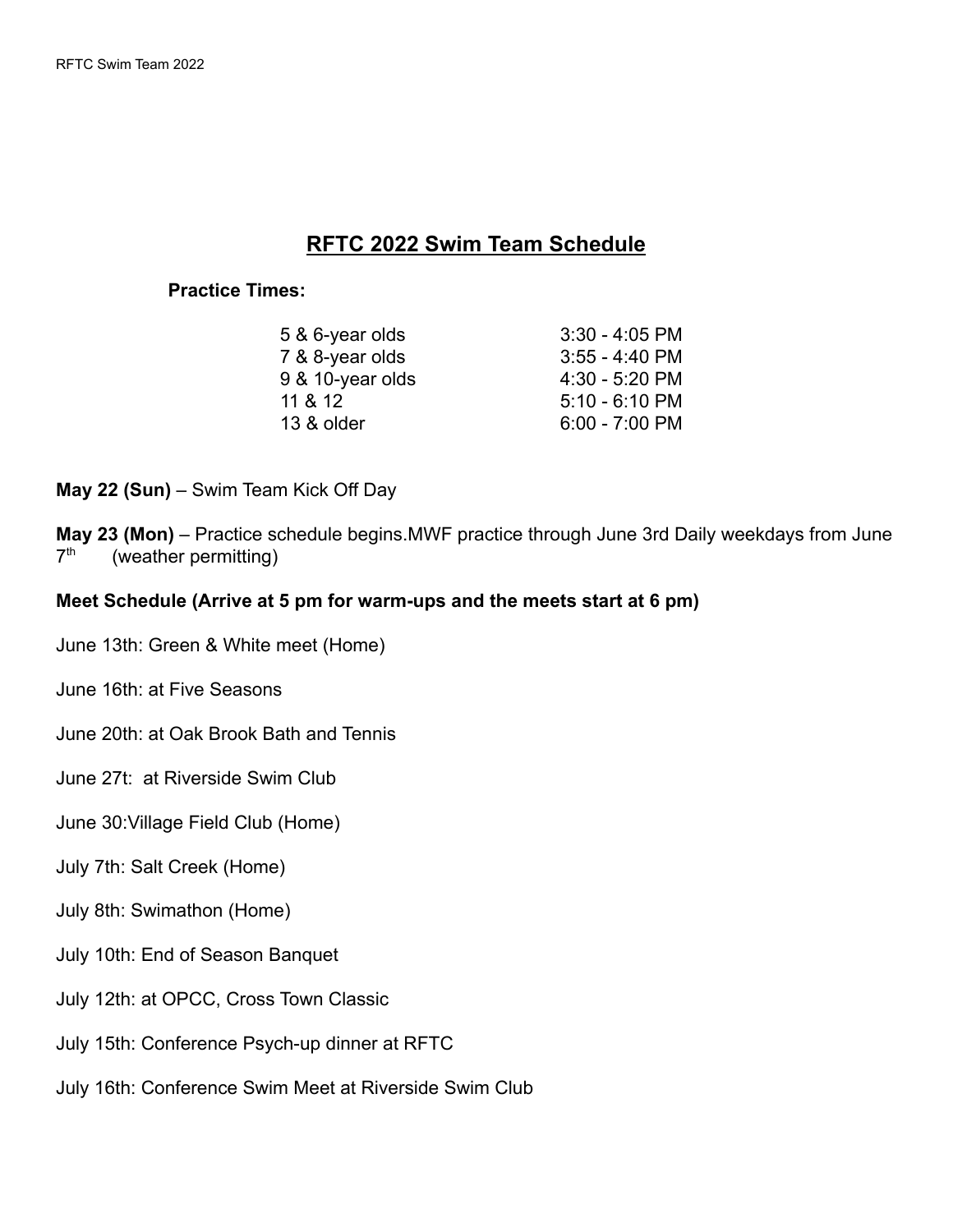# RFTC 2022 Swim Team Schedule

**Practice Times:**

| | |
|---|---|
| 5 & 6-year olds | 3:30 - 4:05 PM |
| 7 & 8-year olds | 3:55 - 4:40 PM |
| 9 & 10-year olds | 4:30 - 5:20 PM |
| 11 & 12 | 5:10 - 6:10 PM |
| 13 & older | 6:00 - 7:00 PM |

**May 22 (Sun)** – Swim Team Kick Off Day

**May 23 (Mon)** – Practice schedule begins.MWF practice through June 3rd Daily weekdays from June 7th (weather permitting)

**Meet Schedule (Arrive at 5 pm for warm-ups and the meets start at 6 pm)**

June 13th: Green & White meet (Home)

June 16th: at Five Seasons

June 20th: at Oak Brook Bath and Tennis

June 27t: at Riverside Swim Club

June 30:Village Field Club (Home)

July 7th: Salt Creek (Home)

July 8th: Swimathon (Home)

July 10th: End of Season Banquet

July 12th: at OPCC, Cross Town Classic

July 15th: Conference Psych-up dinner at RFTC

July 16th: Conference Swim Meet at Riverside Swim Club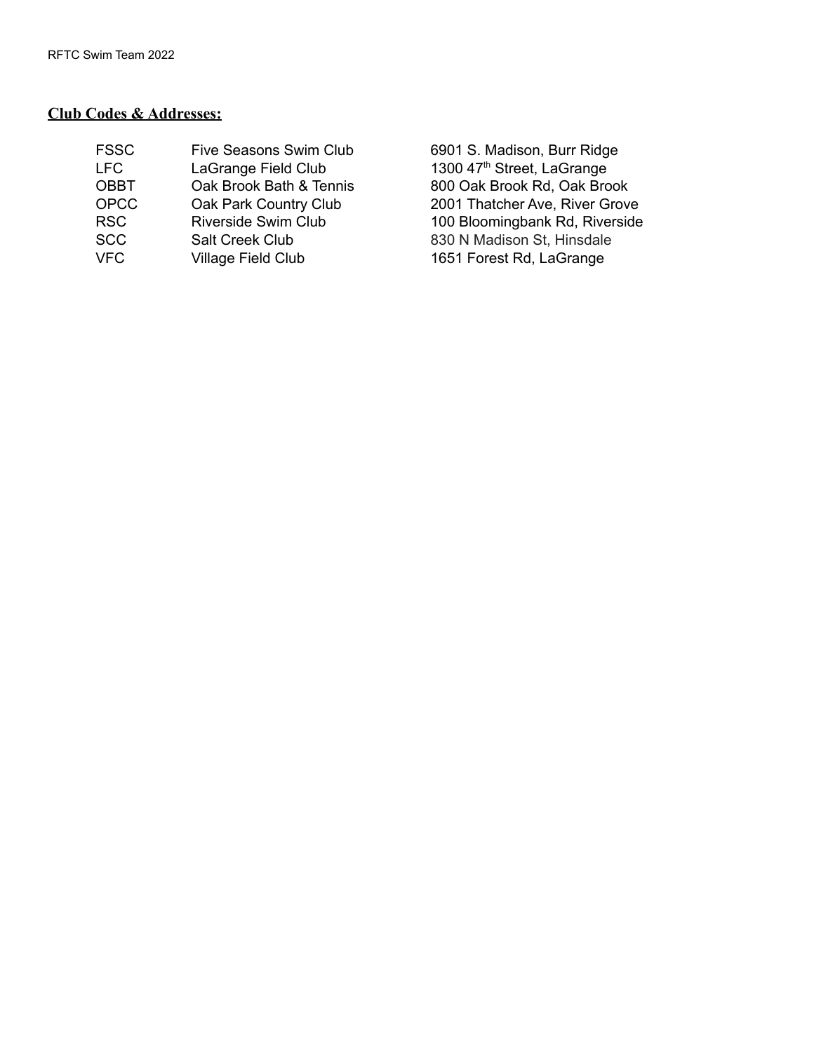## Club Codes & Addresses:

| | | |
|---|---|---|
| FSSC | Five Seasons Swim Club | 6901 S. Madison, Burr Ridge |
| LFC | LaGrange Field Club | 1300 47th Street, LaGrange |
| OBBT | Oak Brook Bath & Tennis | 800 Oak Brook Rd, Oak Brook |
| OPCC | Oak Park Country Club | 2001 Thatcher Ave, River Grove |
| RSC | Riverside Swim Club | 100 Bloomingbank Rd, Riverside |
| SCC | Salt Creek Club | 830 N Madison St, Hinsdale |
| VFC | Village Field Club | 1651 Forest Rd, LaGrange |